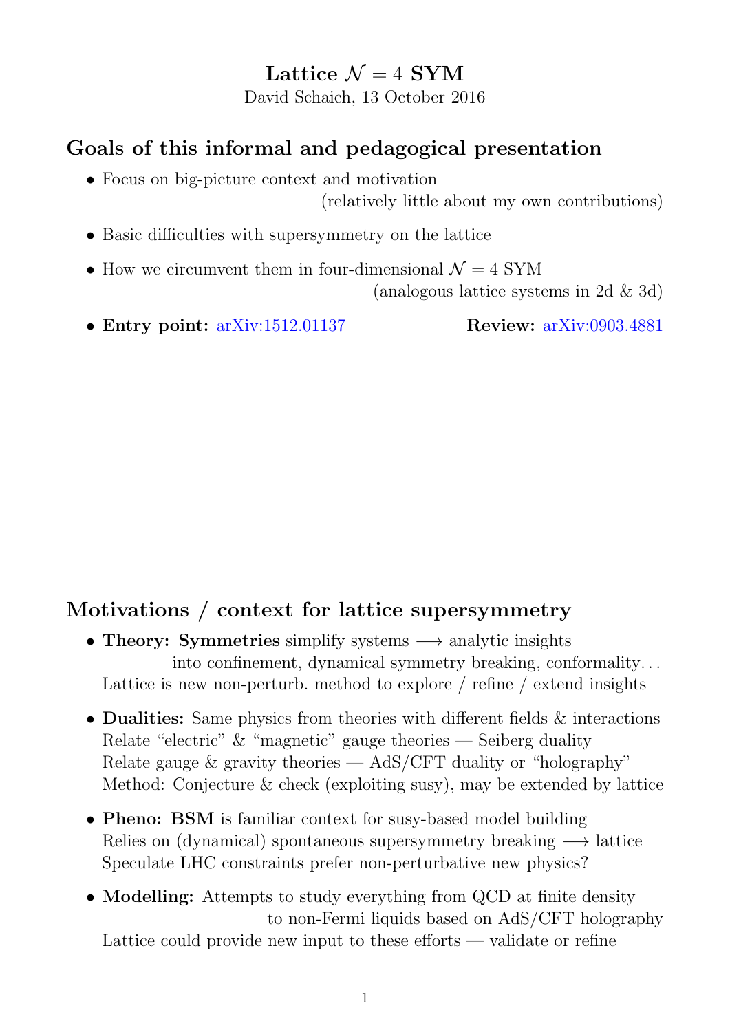# Lattice $\mathcal{N} = 4$ SYM

David Schaich, 13 October 2016

## Goals of this informal and pedagogical presentation

- Focus on big-picture context and motivation
  (relatively little about my own contributions)
- Basic difficulties with supersymmetry on the lattice
- How we circumvent them in four-dimensional $\mathcal{N} = 4$ SYM
  (analogous lattice systems in 2d & 3d)
- **Entry point:** arXiv:1512.01137 **Review:** arXiv:0903.4881

## Motivations / context for lattice supersymmetry

- **Theory: Symmetries** simplify systems $\longrightarrow$ analytic insights
  into confinement, dynamical symmetry breaking, conformality...
  Lattice is new non-perturb. method to explore / refine / extend insights
- **Dualities:** Same physics from theories with different fields & interactions
  Relate "electric" & "magnetic" gauge theories — Seiberg duality
  Relate gauge & gravity theories — AdS/CFT duality or "holography"
  Method: Conjecture & check (exploiting susy), may be extended by lattice
- **Pheno: BSM** is familiar context for susy-based model building
  Relies on (dynamical) spontaneous supersymmetry breaking $\longrightarrow$ lattice
  Speculate LHC constraints prefer non-perturbative new physics?
- **Modelling:** Attempts to study everything from QCD at finite density
  to non-Fermi liquids based on AdS/CFT holography
  Lattice could provide new input to these efforts — validate or refine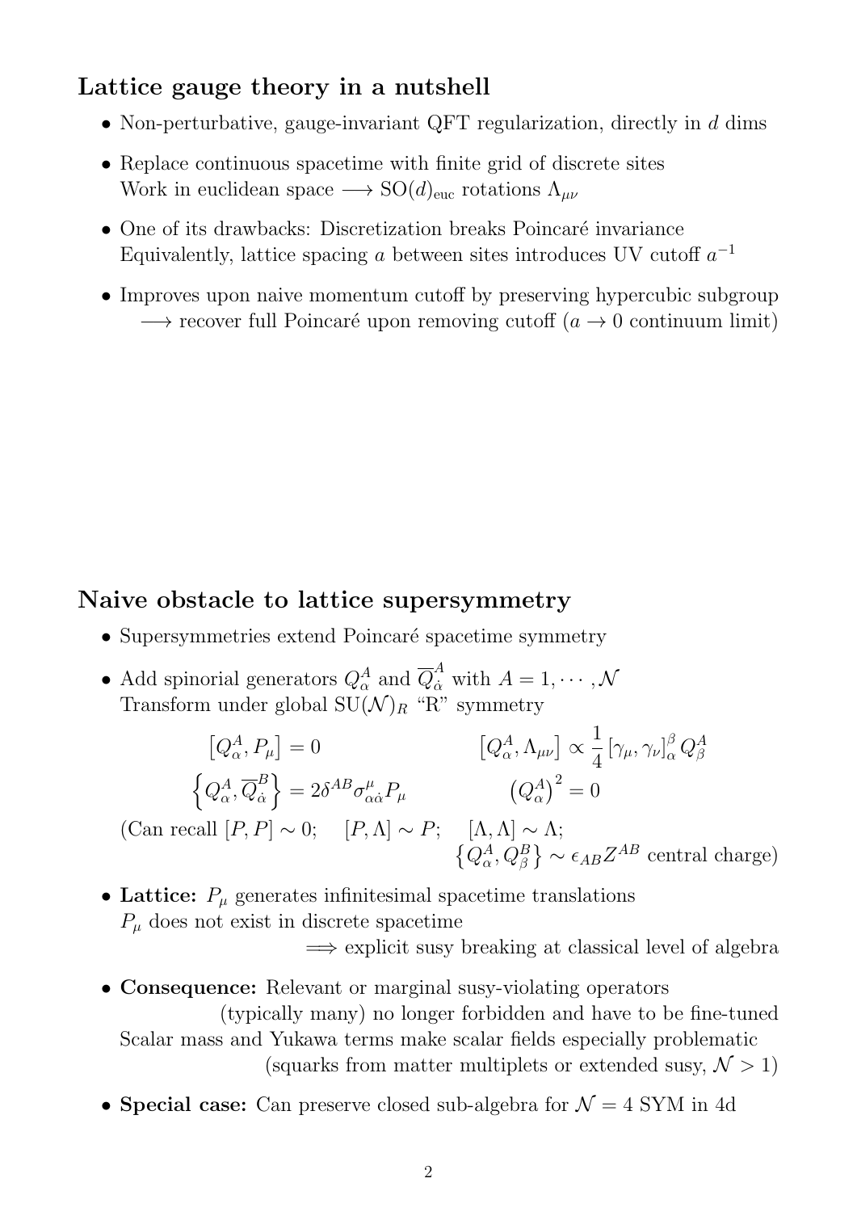## Lattice gauge theory in a nutshell

- Non-perturbative, gauge-invariant QFT regularization, directly in $d$ dims
- Replace continuous spacetime with finite grid of discrete sites
  Work in euclidean space $\longrightarrow$ $\mathrm{SO}(d)_{\mathrm{euc}}$ rotations $\Lambda_{\mu\nu}$
- One of its drawbacks: Discretization breaks Poincaré invariance
  Equivalently, lattice spacing $a$ between sites introduces UV cutoff $a^{-1}$
- Improves upon naive momentum cutoff by preserving hypercubic subgroup
  $\longrightarrow$ recover full Poincaré upon removing cutoff ($a \to 0$ continuum limit)

## Naive obstacle to lattice supersymmetry

- Supersymmetries extend Poincaré spacetime symmetry
- Add spinorial generators $Q_\alpha^A$ and $\overline{Q}_{\dot{\alpha}}^A$ with $A = 1, \cdots, \mathcal{N}$
  Transform under global $\mathrm{SU}(\mathcal{N})_R$ "R" symmetry

$$\left[Q_\alpha^A, P_\mu\right] = 0 \qquad\qquad \left[Q_\alpha^A, \Lambda_{\mu\nu}\right] \propto \frac{1}{4}\left[\gamma_\mu, \gamma_\nu\right]_\alpha^\beta Q_\beta^A$$

$$\left\{Q_\alpha^A, \overline{Q}_{\dot{\alpha}}^B\right\} = 2\delta^{AB}\sigma_{\alpha\dot{\alpha}}^\mu P_\mu \qquad\qquad \left(Q_\alpha^A\right)^2 = 0$$

(Can recall $[P, P] \sim 0$; $\quad [P, \Lambda] \sim P$; $\quad [\Lambda, \Lambda] \sim \Lambda$;
$\left\{Q_\alpha^A, Q_\beta^B\right\} \sim \epsilon_{AB} Z^{AB}$ central charge)

- **Lattice:** $P_\mu$ generates infinitesimal spacetime translations
  $P_\mu$ does not exist in discrete spacetime
  $\Longrightarrow$ explicit susy breaking at classical level of algebra
- **Consequence:** Relevant or marginal susy-violating operators
  (typically many) no longer forbidden and have to be fine-tuned
  Scalar mass and Yukawa terms make scalar fields especially problematic
  (squarks from matter multiplets or extended susy, $\mathcal{N} > 1$)
- **Special case:** Can preserve closed sub-algebra for $\mathcal{N} = 4$ SYM in 4d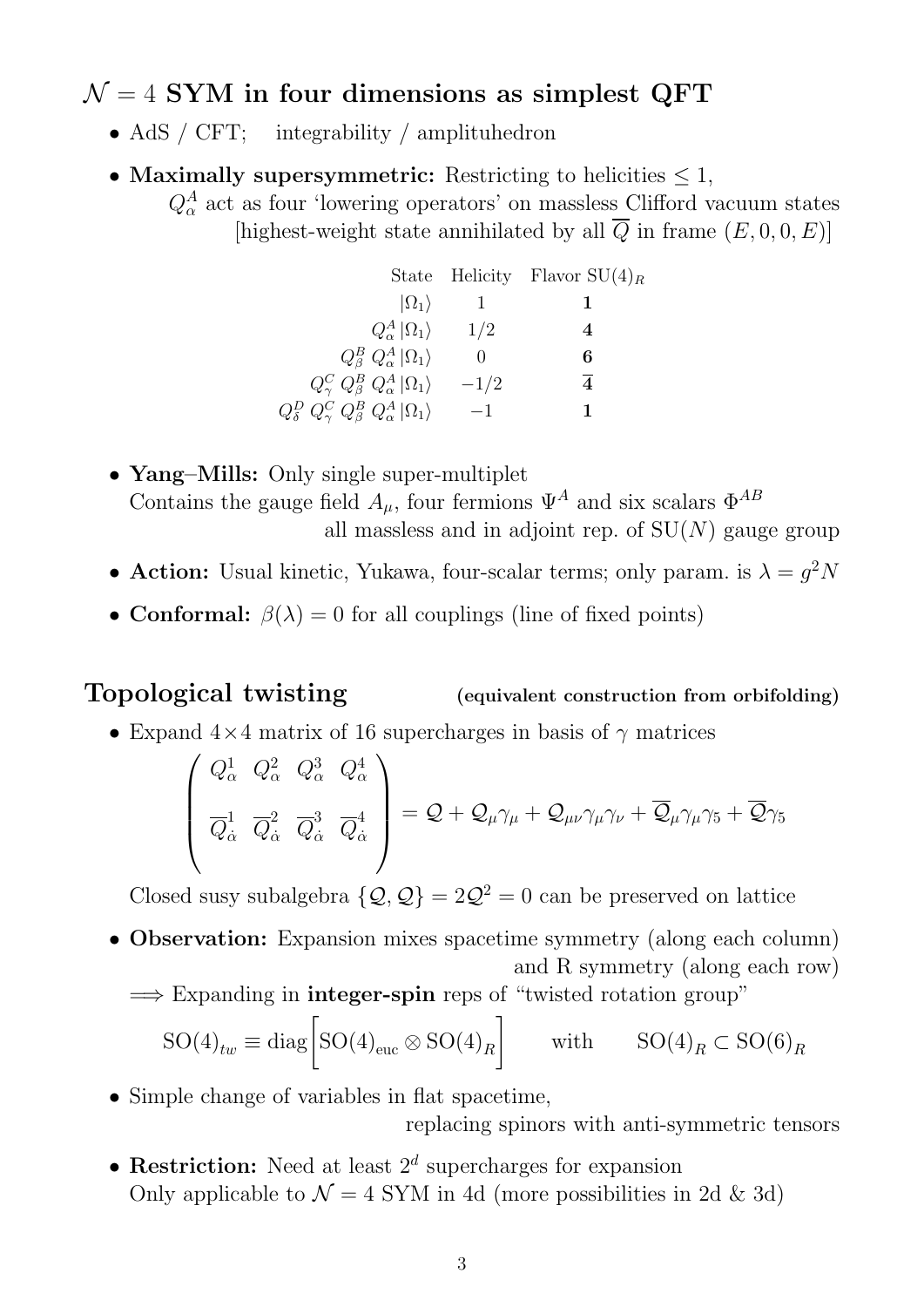## $\mathcal{N} = 4$ SYM in four dimensions as simplest QFT

- AdS / CFT; integrability / amplituhedron
- **Maximally supersymmetric:** Restricting to helicities $\leq 1$, $Q^A_\alpha$ act as four 'lowering operators' on massless Clifford vacuum states [highest-weight state annihilated by all $\overline{Q}$ in frame $(E, 0, 0, E)$]

| State | Helicity | Flavor $\text{SU}(4)_R$ |
| --- | --- | --- |
| $\lvert\Omega_1\rangle$ | 1 | $\mathbf{1}$ |
| $Q^A_\alpha \lvert\Omega_1\rangle$ | 1/2 | $\mathbf{4}$ |
| $Q^B_\beta\, Q^A_\alpha \lvert\Omega_1\rangle$ | 0 | $\mathbf{6}$ |
| $Q^C_\gamma\, Q^B_\beta\, Q^A_\alpha \lvert\Omega_1\rangle$ | $-1/2$ | $\overline{\mathbf{4}}$ |
| $Q^D_\delta\, Q^C_\gamma\, Q^B_\beta\, Q^A_\alpha \lvert\Omega_1\rangle$ | $-1$ | $\mathbf{1}$ |

- **Yang–Mills:** Only single super-multiplet
  Contains the gauge field $A_\mu$, four fermions $\Psi^A$ and six scalars $\Phi^{AB}$ all massless and in adjoint rep. of $\text{SU}(N)$ gauge group
- **Action:** Usual kinetic, Yukawa, four-scalar terms; only param. is $\lambda = g^2 N$
- **Conformal:** $\beta(\lambda) = 0$ for all couplings (line of fixed points)

## Topological twisting (equivalent construction from orbifolding)

- Expand $4 \times 4$ matrix of 16 supercharges in basis of $\gamma$ matrices

$$\begin{pmatrix} Q^1_\alpha & Q^2_\alpha & Q^3_\alpha & Q^4_\alpha \\ \\ \overline{Q}^1_{\dot\alpha} & \overline{Q}^2_{\dot\alpha} & \overline{Q}^3_{\dot\alpha} & \overline{Q}^4_{\dot\alpha} \end{pmatrix} = \mathcal{Q} + \mathcal{Q}_\mu \gamma_\mu + \mathcal{Q}_{\mu\nu} \gamma_\mu \gamma_\nu + \overline{\mathcal{Q}}_\mu \gamma_\mu \gamma_5 + \overline{\mathcal{Q}} \gamma_5$$

  Closed susy subalgebra $\{\mathcal{Q}, \mathcal{Q}\} = 2\mathcal{Q}^2 = 0$ can be preserved on lattice
- **Observation:** Expansion mixes spacetime symmetry (along each column) and R symmetry (along each row)
  $\Longrightarrow$ Expanding in **integer-spin** reps of "twisted rotation group"

$$\text{SO}(4)_{tw} \equiv \text{diag}\Big[\text{SO}(4)_{\text{euc}} \otimes \text{SO}(4)_R\Big] \qquad \text{with} \qquad \text{SO}(4)_R \subset \text{SO}(6)_R$$

- Simple change of variables in flat spacetime, replacing spinors with anti-symmetric tensors
- **Restriction:** Need at least $2^d$ supercharges for expansion
  Only applicable to $\mathcal{N} = 4$ SYM in 4d (more possibilities in 2d & 3d)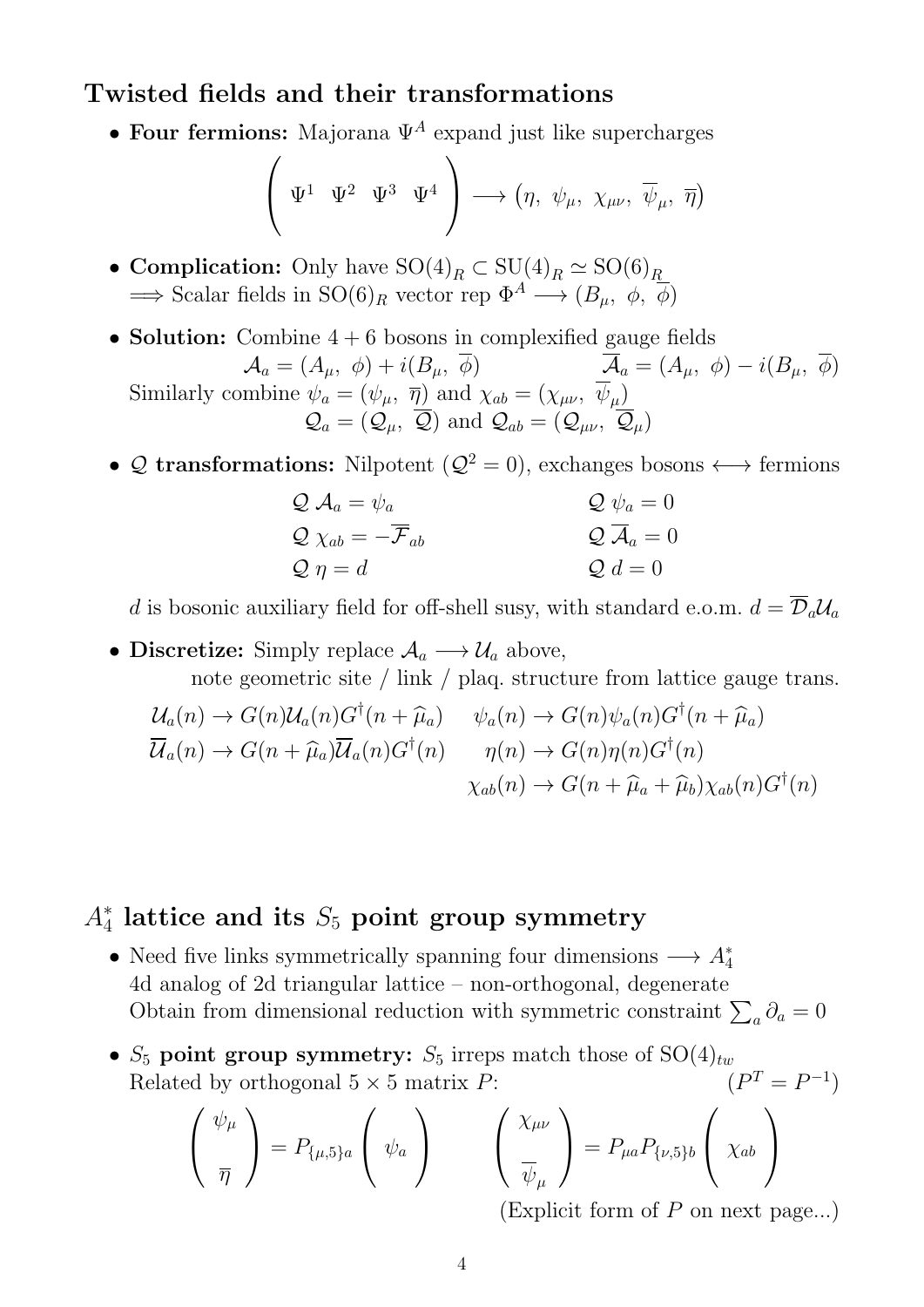## Twisted fields and their transformations

- **Four fermions:** Majorana $\Psi^A$ expand just like supercharges

$$\left( \begin{array}{cccc} \Psi^1 & \Psi^2 & \Psi^3 & \Psi^4 \end{array} \right) \longrightarrow \left(\eta,\ \psi_\mu,\ \chi_{\mu\nu},\ \overline{\psi}_\mu,\ \overline{\eta}\right)$$

- **Complication:** Only have $\text{SO}(4)_R \subset \text{SU}(4)_R \simeq \text{SO}(6)_R$
  $\Longrightarrow$ Scalar fields in $\text{SO}(6)_R$ vector rep $\Phi^A \longrightarrow (B_\mu,\ \phi,\ \overline{\phi})$

- **Solution:** Combine $4+6$ bosons in complexified gauge fields
  $\mathcal{A}_a = (A_\mu,\ \phi) + i(B_\mu,\ \overline{\phi}) \qquad \overline{\mathcal{A}}_a = (A_\mu,\ \phi) - i(B_\mu,\ \overline{\phi})$
  Similarly combine $\psi_a = (\psi_\mu,\ \overline{\eta})$ and $\chi_{ab} = (\chi_{\mu\nu},\ \overline{\psi}_\mu)$
  $\mathcal{Q}_a = (\mathcal{Q}_\mu,\ \overline{\mathcal{Q}})$ and $\mathcal{Q}_{ab} = (\mathcal{Q}_{\mu\nu},\ \overline{\mathcal{Q}}_\mu)$

- **$\mathcal{Q}$ transformations:** Nilpotent ($\mathcal{Q}^2 = 0$), exchanges bosons $\longleftrightarrow$ fermions

$$\begin{array}{ll} \mathcal{Q}\,\mathcal{A}_a = \psi_a & \mathcal{Q}\,\psi_a = 0 \\ \mathcal{Q}\,\chi_{ab} = -\overline{\mathcal{F}}_{ab} & \mathcal{Q}\,\overline{\mathcal{A}}_a = 0 \\ \mathcal{Q}\,\eta = d & \mathcal{Q}\,d = 0 \end{array}$$

  $d$ is bosonic auxiliary field for off-shell susy, with standard e.o.m. $d = \overline{\mathcal{D}}_a\mathcal{U}_a$

- **Discretize:** Simply replace $\mathcal{A}_a \longrightarrow \mathcal{U}_a$ above,
  note geometric site / link / plaq. structure from lattice gauge trans.

$$\begin{array}{ll} \mathcal{U}_a(n) \to G(n)\mathcal{U}_a(n)G^\dagger(n+\widehat{\mu}_a) & \psi_a(n) \to G(n)\psi_a(n)G^\dagger(n+\widehat{\mu}_a) \\ \overline{\mathcal{U}}_a(n) \to G(n+\widehat{\mu}_a)\overline{\mathcal{U}}_a(n)G^\dagger(n) & \eta(n) \to G(n)\eta(n)G^\dagger(n) \\ & \chi_{ab}(n) \to G(n+\widehat{\mu}_a+\widehat{\mu}_b)\chi_{ab}(n)G^\dagger(n) \end{array}$$

## $A_4^*$ lattice and its $S_5$ point group symmetry

- Need five links symmetrically spanning four dimensions $\longrightarrow A_4^*$
  4d analog of 2d triangular lattice – non-orthogonal, degenerate
  Obtain from dimensional reduction with symmetric constraint $\sum_a \partial_a = 0$

- **$S_5$ point group symmetry:** $S_5$ irreps match those of $\text{SO}(4)_{tw}$
  Related by orthogonal $5\times 5$ matrix $P$: $\qquad (P^T = P^{-1})$

$$\left( \begin{array}{c} \psi_\mu \\ \\ \overline{\eta} \end{array} \right) = P_{\{\mu,5\}a} \left( \begin{array}{c} \psi_a \end{array} \right) \qquad \left( \begin{array}{c} \chi_{\mu\nu} \\ \\ \overline{\psi}_\mu \end{array} \right) = P_{\mu a}P_{\{\nu,5\}b} \left( \begin{array}{c} \chi_{ab} \end{array} \right)$$

(Explicit form of $P$ on next page...)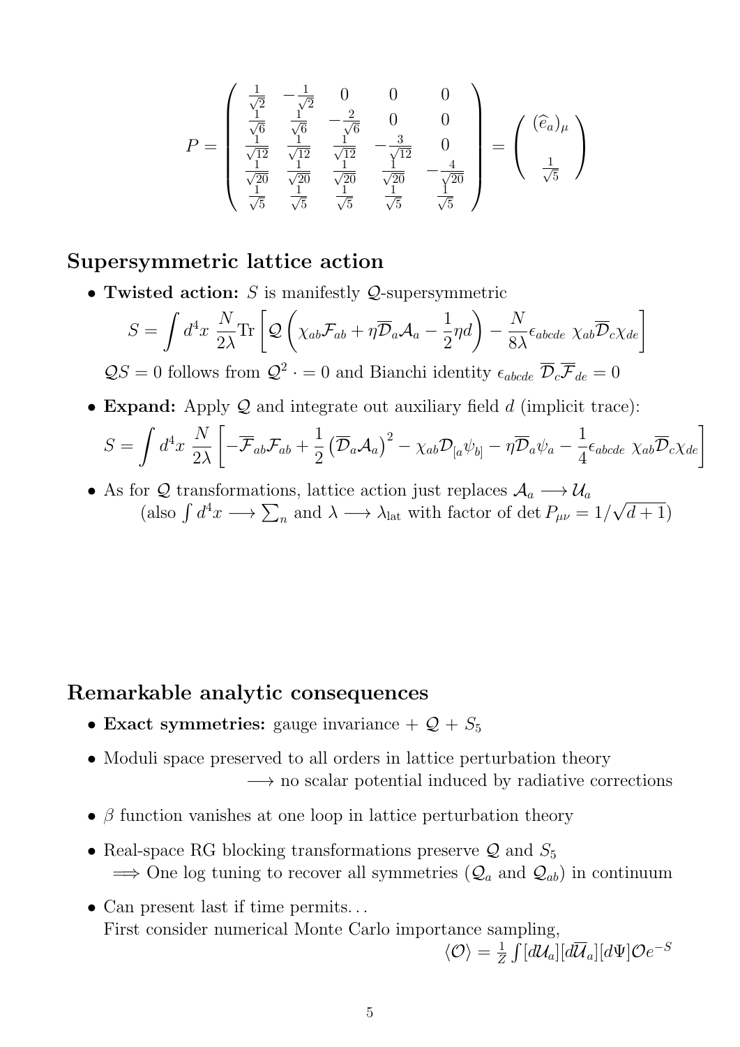$$
P = \left( \begin{array}{ccccc}
\frac{1}{\sqrt{2}} & -\frac{1}{\sqrt{2}} & 0 & 0 & 0 \\
\frac{1}{\sqrt{6}} & \frac{1}{\sqrt{6}} & -\frac{2}{\sqrt{6}} & 0 & 0 \\
\frac{1}{\sqrt{12}} & \frac{1}{\sqrt{12}} & \frac{1}{\sqrt{12}} & -\frac{3}{\sqrt{12}} & 0 \\
\frac{1}{\sqrt{20}} & \frac{1}{\sqrt{20}} & \frac{1}{\sqrt{20}} & \frac{1}{\sqrt{20}} & -\frac{4}{\sqrt{20}} \\
\frac{1}{\sqrt{5}} & \frac{1}{\sqrt{5}} & \frac{1}{\sqrt{5}} & \frac{1}{\sqrt{5}} & \frac{1}{\sqrt{5}}
\end{array} \right) = \left( \begin{array}{c} (\widehat{e}_a)_\mu \\ \\ \frac{1}{\sqrt{5}} \end{array} \right)
$$

## Supersymmetric lattice action

- **Twisted action:** $S$ is manifestly $\mathcal{Q}$-supersymmetric

$$
S = \int d^4x \; \frac{N}{2\lambda} \text{Tr} \left[ \mathcal{Q} \left( \chi_{ab} \mathcal{F}_{ab} + \eta \overline{\mathcal{D}}_a \mathcal{A}_a - \frac{1}{2} \eta d \right) - \frac{N}{8\lambda} \epsilon_{abcde} \; \chi_{ab} \overline{\mathcal{D}}_c \chi_{de} \right]
$$

$\mathcal{Q}S = 0$ follows from $\mathcal{Q}^2 \cdot = 0$ and Bianchi identity $\epsilon_{abcde} \; \overline{\mathcal{D}}_c \overline{\mathcal{F}}_{de} = 0$

- **Expand:** Apply $\mathcal{Q}$ and integrate out auxiliary field $d$ (implicit trace):

$$
S = \int d^4x \; \frac{N}{2\lambda} \left[ -\overline{\mathcal{F}}_{ab} \mathcal{F}_{ab} + \frac{1}{2} \left( \overline{\mathcal{D}}_a \mathcal{A}_a \right)^2 - \chi_{ab} \mathcal{D}_{[a} \psi_{b]} - \eta \overline{\mathcal{D}}_a \psi_a - \frac{1}{4} \epsilon_{abcde} \; \chi_{ab} \overline{\mathcal{D}}_c \chi_{de} \right]
$$

- As for $\mathcal{Q}$ transformations, lattice action just replaces $\mathcal{A}_a \longrightarrow \mathcal{U}_a$
  (also $\int d^4x \longrightarrow \sum_n$ and $\lambda \longrightarrow \lambda_{\text{lat}}$ with factor of $\det P_{\mu\nu} = 1/\sqrt{d+1}$)

## Remarkable analytic consequences

- **Exact symmetries:** gauge invariance + $\mathcal{Q}$ + $S_5$
- Moduli space preserved to all orders in lattice perturbation theory
  $\longrightarrow$ no scalar potential induced by radiative corrections
- $\beta$ function vanishes at one loop in lattice perturbation theory
- Real-space RG blocking transformations preserve $\mathcal{Q}$ and $S_5$
  $\Longrightarrow$ One log tuning to recover all symmetries ($\mathcal{Q}_a$ and $\mathcal{Q}_{ab}$) in continuum
- Can present last if time permits...
  First consider numerical Monte Carlo importance sampling,
  $\langle \mathcal{O} \rangle = \frac{1}{Z} \int [d\mathcal{U}_a][d\overline{\mathcal{U}}_a][d\Psi] \mathcal{O} e^{-S}$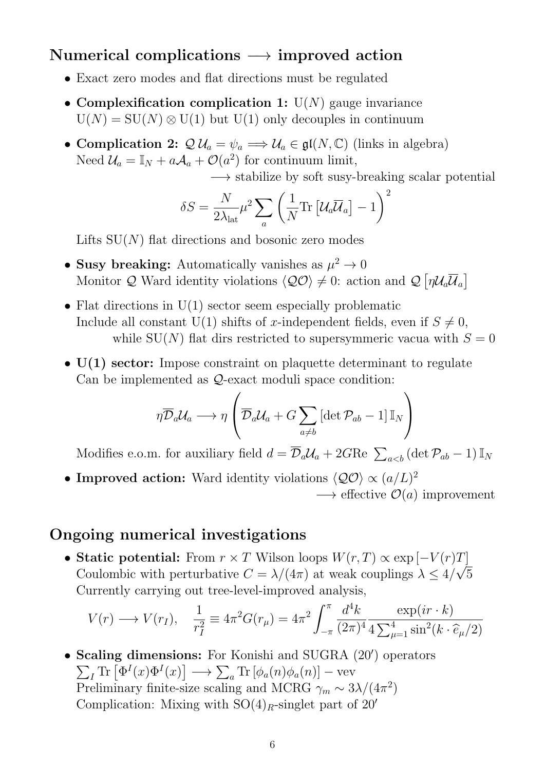## Numerical complications $\longrightarrow$ improved action

- Exact zero modes and flat directions must be regulated
- **Complexification complication 1:** $\mathrm{U}(N)$ gauge invariance
  $\mathrm{U}(N) = \mathrm{SU}(N) \otimes \mathrm{U}(1)$ but $\mathrm{U}(1)$ only decouples in continuum
- **Complication 2:** $\mathcal{Q}\,\mathcal{U}_a = \psi_a \Longrightarrow \mathcal{U}_a \in \mathfrak{gl}(N, \mathbb{C})$ (links in algebra)
  Need $\mathcal{U}_a = \mathbb{I}_N + a\mathcal{A}_a + \mathcal{O}(a^2)$ for continuum limit,
  $\longrightarrow$ stabilize by soft susy-breaking scalar potential
  $$\delta S = \frac{N}{2\lambda_{\text{lat}}}\mu^2 \sum_a \left(\frac{1}{N}\mathrm{Tr}\left[\mathcal{U}_a\overline{\mathcal{U}}_a\right] - 1\right)^2$$
  Lifts $\mathrm{SU}(N)$ flat directions and bosonic zero modes
- **Susy breaking:** Automatically vanishes as $\mu^2 \to 0$
  Monitor $\mathcal{Q}$ Ward identity violations $\langle \mathcal{Q}\mathcal{O}\rangle \neq 0$: action and $\mathcal{Q}\left[\eta\mathcal{U}_a\overline{\mathcal{U}}_a\right]$
- Flat directions in $\mathrm{U}(1)$ sector seem especially problematic
  Include all constant $\mathrm{U}(1)$ shifts of $x$-independent fields, even if $S \neq 0$,
  while $\mathrm{SU}(N)$ flat dirs restricted to supersymmeric vacua with $S = 0$
- **U(1) sector:** Impose constraint on plaquette determinant to regulate
  Can be implemented as $\mathcal{Q}$-exact moduli space condition:
  $$\eta\overline{\mathcal{D}}_a\mathcal{U}_a \longrightarrow \eta\left(\overline{\mathcal{D}}_a\mathcal{U}_a + G\sum_{a\neq b}\left[\det\mathcal{P}_{ab} - 1\right]\mathbb{I}_N\right)$$
  Modifies e.o.m. for auxiliary field $d = \overline{\mathcal{D}}_a\mathcal{U}_a + 2G\mathrm{Re}\,\sum_{a<b}\left(\det\mathcal{P}_{ab} - 1\right)\mathbb{I}_N$
- **Improved action:** Ward identity violations $\langle \mathcal{Q}\mathcal{O}\rangle \propto (a/L)^2$
  $\longrightarrow$ effective $\mathcal{O}(a)$ improvement

## Ongoing numerical investigations

- **Static potential:** From $r \times T$ Wilson loops $W(r,T) \propto \exp\left[-V(r)T\right]$
  Coulombic with perturbative $C = \lambda/(4\pi)$ at weak couplings $\lambda \leq 4/\sqrt{5}$
  Currently carrying out tree-level-improved analysis,
  $$V(r) \longrightarrow V(r_I), \quad \frac{1}{r_I^2} \equiv 4\pi^2 G(r_\mu) = 4\pi^2\int_{-\pi}^{\pi}\frac{d^4k}{(2\pi)^4}\frac{\exp(ir\cdot k)}{4\sum_{\mu=1}^4 \sin^2(k\cdot\widehat{e}_\mu/2)}$$
- **Scaling dimensions:** For Konishi and SUGRA ($20'$) operators
  $\sum_I \mathrm{Tr}\left[\Phi^I(x)\Phi^I(x)\right] \longrightarrow \sum_a \mathrm{Tr}\left[\phi_a(n)\phi_a(n)\right] - \text{vev}$
  Preliminary finite-size scaling and MCRG $\gamma_m \sim 3\lambda/(4\pi^2)$
  Complication: Mixing with $\mathrm{SO}(4)_R$-singlet part of $20'$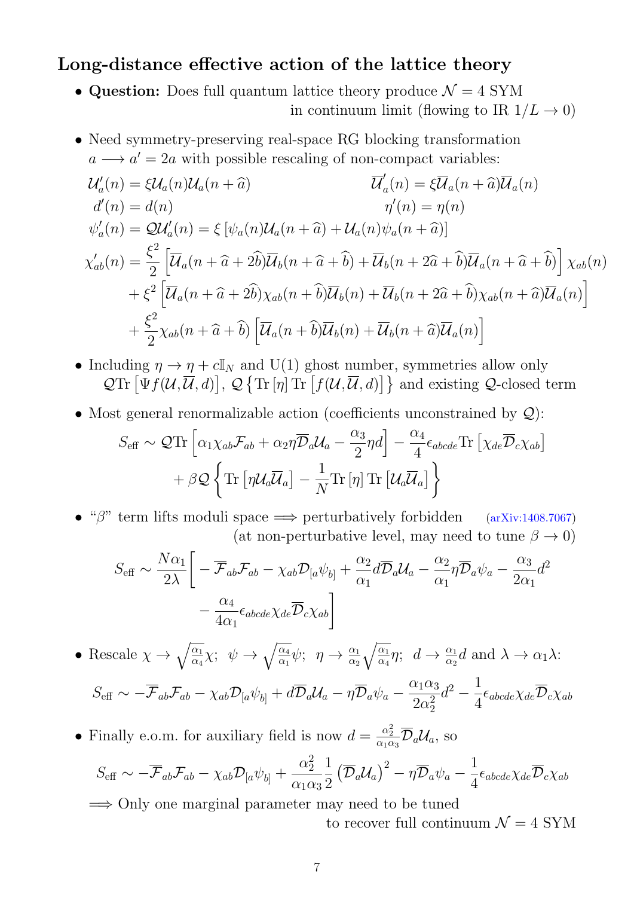## Long-distance effective action of the lattice theory

- **Question:** Does full quantum lattice theory produce $\mathcal{N}=4$ SYM in continuum limit (flowing to IR $1/L \to 0$)

- Need symmetry-preserving real-space RG blocking transformation $a \longrightarrow a' = 2a$ with possible rescaling of non-compact variables:

$$\mathcal{U}'_a(n) = \xi \mathcal{U}_a(n)\mathcal{U}_a(n+\widehat{a}) \qquad \overline{\mathcal{U}}'_a(n) = \xi \overline{\mathcal{U}}_a(n+\widehat{a})\overline{\mathcal{U}}_a(n)$$

$$d'(n) = d(n) \qquad \eta'(n) = \eta(n)$$

$$\psi'_a(n) = \mathcal{Q}\mathcal{U}'_a(n) = \xi\left[\psi_a(n)\mathcal{U}_a(n+\widehat{a}) + \mathcal{U}_a(n)\psi_a(n+\widehat{a})\right]$$

$$\begin{aligned}
\chi'_{ab}(n) = {} & \frac{\xi^2}{2}\left[\overline{\mathcal{U}}_a(n+\widehat{a}+2\widehat{b})\overline{\mathcal{U}}_b(n+\widehat{a}+\widehat{b}) + \overline{\mathcal{U}}_b(n+2\widehat{a}+\widehat{b})\overline{\mathcal{U}}_a(n+\widehat{a}+\widehat{b})\right]\chi_{ab}(n) \\
& + \xi^2\left[\overline{\mathcal{U}}_a(n+\widehat{a}+2\widehat{b})\chi_{ab}(n+\widehat{b})\overline{\mathcal{U}}_b(n) + \overline{\mathcal{U}}_b(n+2\widehat{a}+\widehat{b})\chi_{ab}(n+\widehat{a})\overline{\mathcal{U}}_a(n)\right] \\
& + \frac{\xi^2}{2}\chi_{ab}(n+\widehat{a}+\widehat{b})\left[\overline{\mathcal{U}}_a(n+\widehat{b})\overline{\mathcal{U}}_b(n) + \overline{\mathcal{U}}_b(n+\widehat{a})\overline{\mathcal{U}}_a(n)\right]
\end{aligned}$$

- Including $\eta \to \eta + c\mathbb{I}_N$ and U(1) ghost number, symmetries allow only $\mathcal{Q}\mathrm{Tr}\left[\Psi f(\mathcal{U},\overline{\mathcal{U}},d)\right]$, $\mathcal{Q}\left\{\mathrm{Tr}\left[\eta\right]\mathrm{Tr}\left[f(\mathcal{U},\overline{\mathcal{U}},d)\right]\right\}$ and existing $\mathcal{Q}$-closed term

- Most general renormalizable action (coefficients unconstrained by $\mathcal{Q}$):

$$S_{\text{eff}} \sim \mathcal{Q}\mathrm{Tr}\left[\alpha_1\chi_{ab}\mathcal{F}_{ab} + \alpha_2\eta\overline{\mathcal{D}}_a\mathcal{U}_a - \frac{\alpha_3}{2}\eta d\right] - \frac{\alpha_4}{4}\epsilon_{abcde}\mathrm{Tr}\left[\chi_{de}\overline{\mathcal{D}}_c\chi_{ab}\right] + \beta\mathcal{Q}\left\{\mathrm{Tr}\left[\eta\mathcal{U}_a\overline{\mathcal{U}}_a\right] - \frac{1}{N}\mathrm{Tr}\left[\eta\right]\mathrm{Tr}\left[\mathcal{U}_a\overline{\mathcal{U}}_a\right]\right\}$$

- "$\beta$" term lifts moduli space $\Longrightarrow$ perturbatively forbidden (arXiv:1408.7067) (at non-perturbative level, may need to tune $\beta \to 0$)

$$S_{\text{eff}} \sim \frac{N\alpha_1}{2\lambda}\left[-\overline{\mathcal{F}}_{ab}\mathcal{F}_{ab} - \chi_{ab}\mathcal{D}_{[a}\psi_{b]} + \frac{\alpha_2}{\alpha_1}d\overline{\mathcal{D}}_a\mathcal{U}_a - \frac{\alpha_2}{\alpha_1}\eta\overline{\mathcal{D}}_a\psi_a - \frac{\alpha_3}{2\alpha_1}d^2 - \frac{\alpha_4}{4\alpha_1}\epsilon_{abcde}\chi_{de}\overline{\mathcal{D}}_c\chi_{ab}\right]$$

- Rescale $\chi \to \sqrt{\frac{\alpha_1}{\alpha_4}}\chi$; $\psi \to \sqrt{\frac{\alpha_4}{\alpha_1}}\psi$; $\eta \to \frac{\alpha_1}{\alpha_2}\sqrt{\frac{\alpha_1}{\alpha_4}}\eta$; $d \to \frac{\alpha_1}{\alpha_2}d$ and $\lambda \to \alpha_1\lambda$:

$$S_{\text{eff}} \sim -\overline{\mathcal{F}}_{ab}\mathcal{F}_{ab} - \chi_{ab}\mathcal{D}_{[a}\psi_{b]} + d\overline{\mathcal{D}}_a\mathcal{U}_a - \eta\overline{\mathcal{D}}_a\psi_a - \frac{\alpha_1\alpha_3}{2\alpha_2^2}d^2 - \frac{1}{4}\epsilon_{abcde}\chi_{de}\overline{\mathcal{D}}_c\chi_{ab}$$

- Finally e.o.m. for auxiliary field is now $d = \frac{\alpha_2^2}{\alpha_1\alpha_3}\overline{\mathcal{D}}_a\mathcal{U}_a$, so

$$S_{\text{eff}} \sim -\overline{\mathcal{F}}_{ab}\mathcal{F}_{ab} - \chi_{ab}\mathcal{D}_{[a}\psi_{b]} + \frac{\alpha_2^2}{\alpha_1\alpha_3}\frac{1}{2}\left(\overline{\mathcal{D}}_a\mathcal{U}_a\right)^2 - \eta\overline{\mathcal{D}}_a\psi_a - \frac{1}{4}\epsilon_{abcde}\chi_{de}\overline{\mathcal{D}}_c\chi_{ab}$$

$\Longrightarrow$ Only one marginal parameter may need to be tuned to recover full continuum $\mathcal{N}=4$ SYM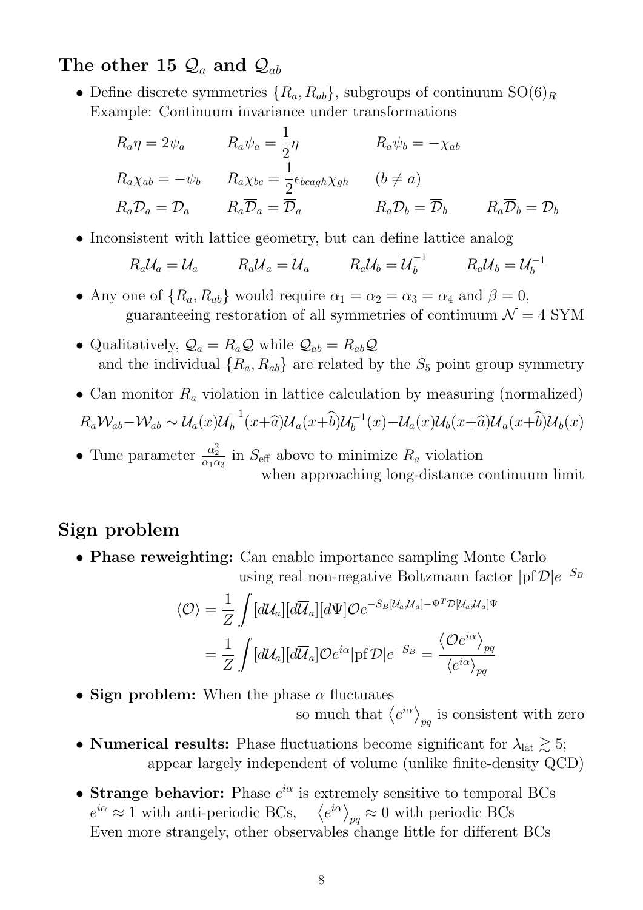## The other 15 $\mathcal{Q}_a$ and $\mathcal{Q}_{ab}$

- Define discrete symmetries $\{R_a, R_{ab}\}$, subgroups of continuum $\mathrm{SO}(6)_R$
  Example: Continuum invariance under transformations

$$
\begin{array}{llll}
R_a \eta = 2\psi_a & R_a \psi_a = \dfrac{1}{2}\eta & R_a \psi_b = -\chi_{ab} & \\
R_a \chi_{ab} = -\psi_b & R_a \chi_{bc} = \dfrac{1}{2}\epsilon_{bcagh}\chi_{gh} & (b \neq a) & \\
R_a \mathcal{D}_a = \mathcal{D}_a & R_a \overline{\mathcal{D}}_a = \overline{\mathcal{D}}_a & R_a \mathcal{D}_b = \overline{\mathcal{D}}_b & R_a \overline{\mathcal{D}}_b = \mathcal{D}_b
\end{array}
$$

- Inconsistent with lattice geometry, but can define lattice analog

$$
R_a \mathcal{U}_a = \mathcal{U}_a \qquad R_a \overline{\mathcal{U}}_a = \overline{\mathcal{U}}_a \qquad R_a \mathcal{U}_b = \overline{\mathcal{U}}_b^{-1} \qquad R_a \overline{\mathcal{U}}_b = \mathcal{U}_b^{-1}
$$

- Any one of $\{R_a, R_{ab}\}$ would require $\alpha_1 = \alpha_2 = \alpha_3 = \alpha_4$ and $\beta = 0$, guaranteeing restoration of all symmetries of continuum $\mathcal{N} = 4$ SYM
- Qualitatively, $\mathcal{Q}_a = R_a \mathcal{Q}$ while $\mathcal{Q}_{ab} = R_{ab}\mathcal{Q}$ and the individual $\{R_a, R_{ab}\}$ are related by the $S_5$ point group symmetry
- Can monitor $R_a$ violation in lattice calculation by measuring (normalized)

$$
R_a \mathcal{W}_{ab} - \mathcal{W}_{ab} \sim \mathcal{U}_a(x)\overline{\mathcal{U}}_b^{-1}(x+\widehat{a})\overline{\mathcal{U}}_a(x+\widehat{b})\mathcal{U}_b^{-1}(x) - \mathcal{U}_a(x)\mathcal{U}_b(x+\widehat{a})\overline{\mathcal{U}}_a(x+\widehat{b})\overline{\mathcal{U}}_b(x)
$$

- Tune parameter $\frac{\alpha_2^2}{\alpha_1 \alpha_3}$ in $S_{\text{eff}}$ above to minimize $R_a$ violation when approaching long-distance continuum limit

## Sign problem

- **Phase reweighting:** Can enable importance sampling Monte Carlo using real non-negative Boltzmann factor $|\mathrm{pf}\,\mathcal{D}|e^{-S_B}$

$$
\begin{aligned}
\langle \mathcal{O} \rangle &= \frac{1}{Z}\int [d\mathcal{U}_a][d\overline{\mathcal{U}}_a][d\Psi]\mathcal{O}e^{-S_B[\mathcal{U}_a,\overline{\mathcal{U}}_a] - \Psi^T \mathcal{D}[\mathcal{U}_a,\overline{\mathcal{U}}_a]\Psi} \\
&= \frac{1}{Z}\int [d\mathcal{U}_a][d\overline{\mathcal{U}}_a]\mathcal{O}e^{i\alpha}|\mathrm{pf}\,\mathcal{D}|e^{-S_B} = \frac{\left\langle \mathcal{O}e^{i\alpha}\right\rangle_{pq}}{\left\langle e^{i\alpha}\right\rangle_{pq}}
\end{aligned}
$$

- **Sign problem:** When the phase $\alpha$ fluctuates so much that $\left\langle e^{i\alpha}\right\rangle_{pq}$ is consistent with zero
- **Numerical results:** Phase fluctuations become significant for $\lambda_{\text{lat}} \gtrsim 5$; appear largely independent of volume (unlike finite-density QCD)
- **Strange behavior:** Phase $e^{i\alpha}$ is extremely sensitive to temporal BCs
  $e^{i\alpha} \approx 1$ with anti-periodic BCs, $\left\langle e^{i\alpha}\right\rangle_{pq} \approx 0$ with periodic BCs
  Even more strangely, other observables change little for different BCs